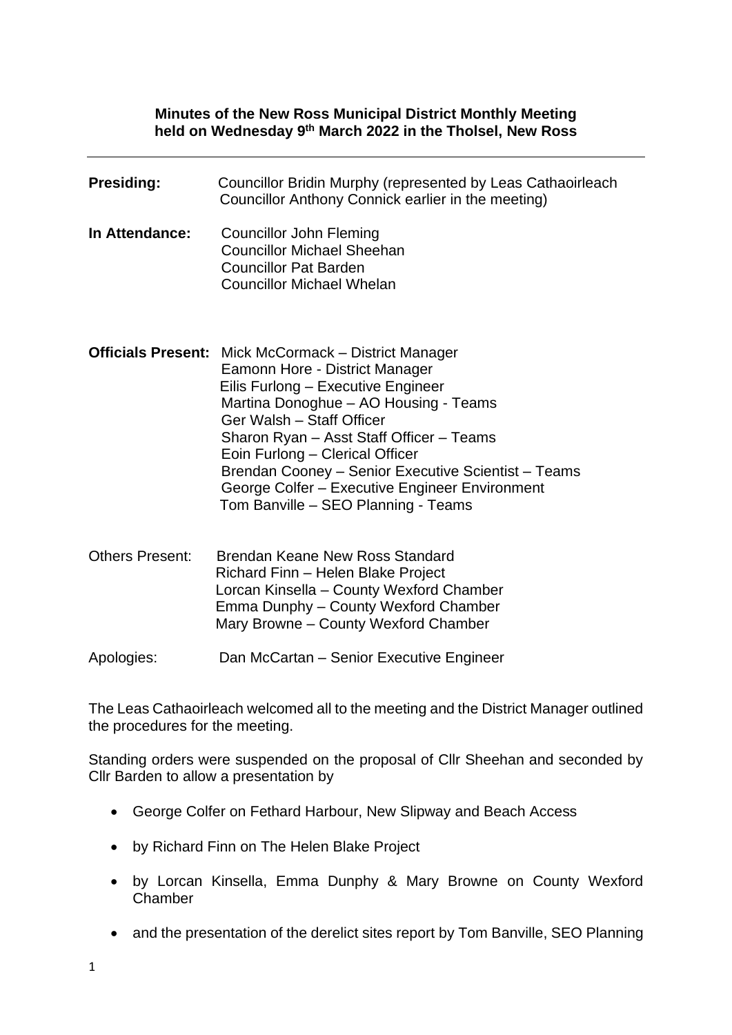**Minutes of the New Ross Municipal District Monthly Meeting held on Wednesday 9th March 2022 in the Tholsel, New Ross**

---

**Presiding:** Councillor Bridin Murphy (represented by Leas Cathaoirleach Councillor Anthony Connick earlier in the meeting)

**In Attendance:** Councillor John Fleming
Councillor Michael Sheehan
Councillor Pat Barden
Councillor Michael Whelan

**Officials Present:** Mick McCormack – District Manager
Eamonn Hore - District Manager
Eilis Furlong – Executive Engineer
Martina Donoghue – AO Housing - Teams
Ger Walsh – Staff Officer
Sharon Ryan – Asst Staff Officer – Teams
Eoin Furlong – Clerical Officer
Brendan Cooney – Senior Executive Scientist – Teams
George Colfer – Executive Engineer Environment
Tom Banville – SEO Planning - Teams

Others Present: Brendan Keane New Ross Standard
Richard Finn – Helen Blake Project
Lorcan Kinsella – County Wexford Chamber
Emma Dunphy – County Wexford Chamber
Mary Browne – County Wexford Chamber

Apologies: Dan McCartan – Senior Executive Engineer

The Leas Cathaoirleach welcomed all to the meeting and the District Manager outlined the procedures for the meeting.

Standing orders were suspended on the proposal of Cllr Sheehan and seconded by Cllr Barden to allow a presentation by

- George Colfer on Fethard Harbour, New Slipway and Beach Access
- by Richard Finn on The Helen Blake Project
- by Lorcan Kinsella, Emma Dunphy & Mary Browne on County Wexford Chamber
- and the presentation of the derelict sites report by Tom Banville, SEO Planning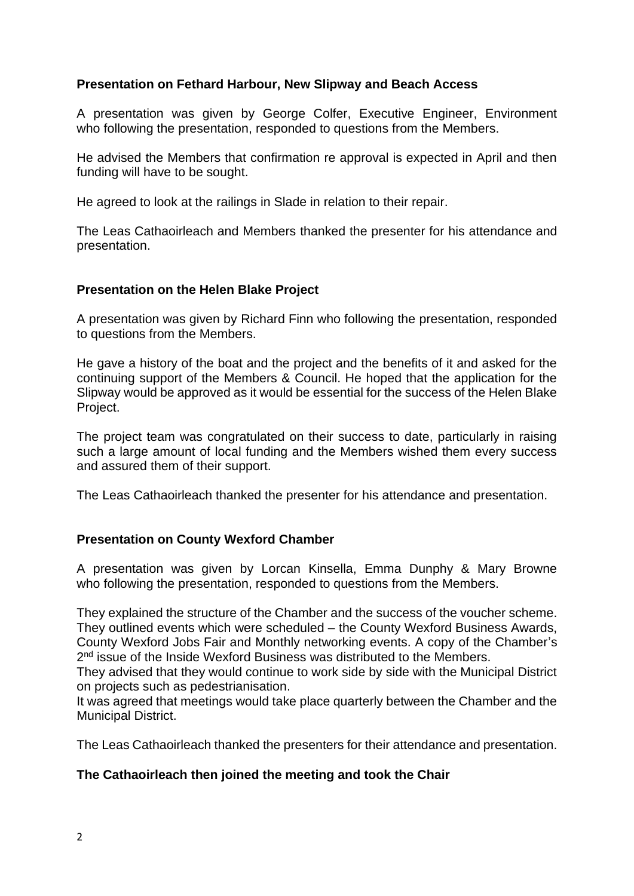**Presentation on Fethard Harbour, New Slipway and Beach Access**

A presentation was given by George Colfer, Executive Engineer, Environment who following the presentation, responded to questions from the Members.

He advised the Members that confirmation re approval is expected in April and then funding will have to be sought.

He agreed to look at the railings in Slade in relation to their repair.

The Leas Cathaoirleach and Members thanked the presenter for his attendance and presentation.

**Presentation on the Helen Blake Project**

A presentation was given by Richard Finn who following the presentation, responded to questions from the Members.

He gave a history of the boat and the project and the benefits of it and asked for the continuing support of the Members & Council. He hoped that the application for the Slipway would be approved as it would be essential for the success of the Helen Blake Project.

The project team was congratulated on their success to date, particularly in raising such a large amount of local funding and the Members wished them every success and assured them of their support.

The Leas Cathaoirleach thanked the presenter for his attendance and presentation.

**Presentation on County Wexford Chamber**

A presentation was given by Lorcan Kinsella, Emma Dunphy & Mary Browne who following the presentation, responded to questions from the Members.

They explained the structure of the Chamber and the success of the voucher scheme. They outlined events which were scheduled – the County Wexford Business Awards, County Wexford Jobs Fair and Monthly networking events. A copy of the Chamber's 2nd issue of the Inside Wexford Business was distributed to the Members.
They advised that they would continue to work side by side with the Municipal District on projects such as pedestrianisation.
It was agreed that meetings would take place quarterly between the Chamber and the Municipal District.

The Leas Cathaoirleach thanked the presenters for their attendance and presentation.

**The Cathaoirleach then joined the meeting and took the Chair**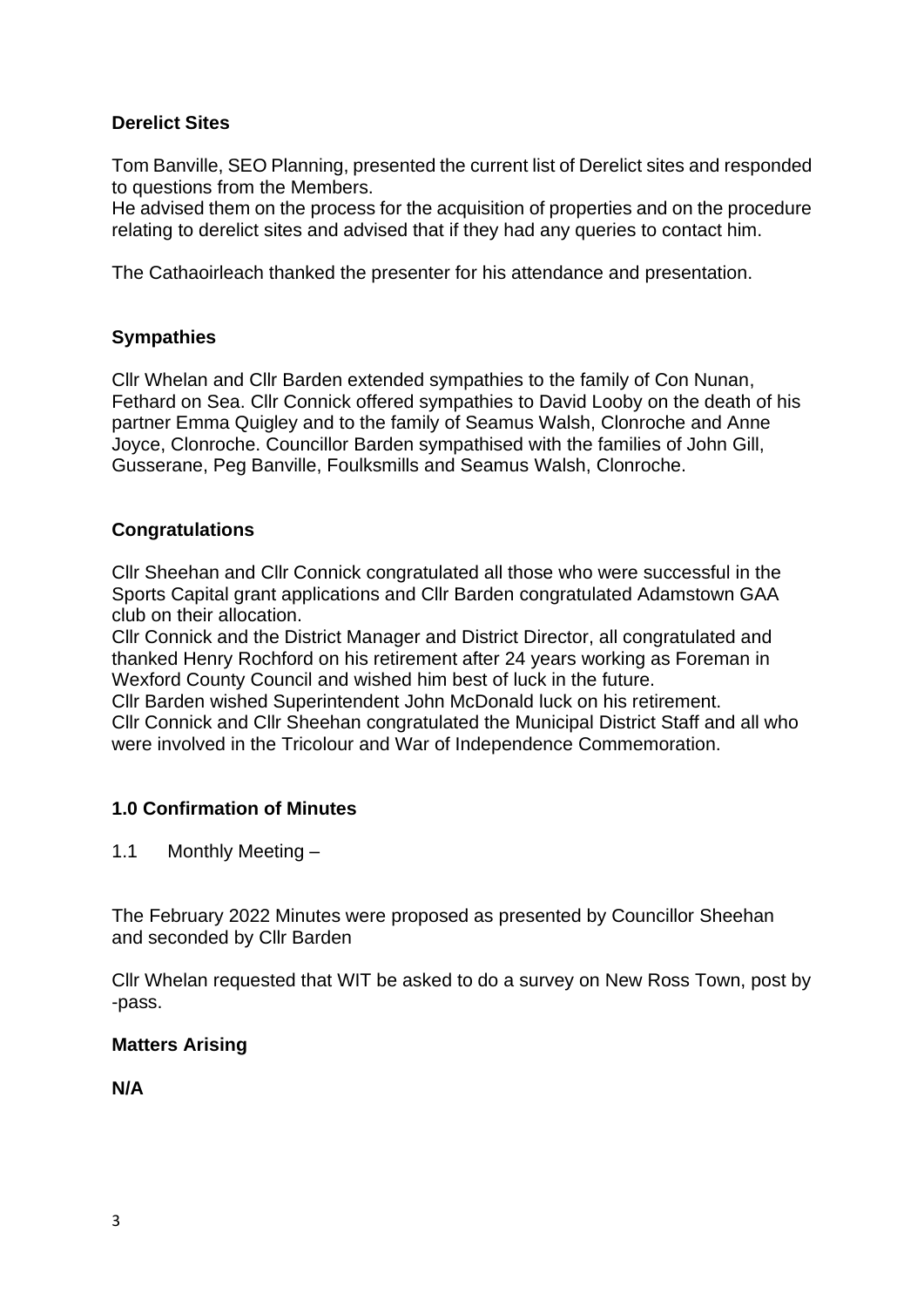**Derelict Sites**

Tom Banville, SEO Planning, presented the current list of Derelict sites and responded to questions from the Members.
He advised them on the process for the acquisition of properties and on the procedure relating to derelict sites and advised that if they had any queries to contact him.

The Cathaoirleach thanked the presenter for his attendance and presentation.

**Sympathies**

Cllr Whelan and Cllr Barden extended sympathies to the family of Con Nunan, Fethard on Sea. Cllr Connick offered sympathies to David Looby on the death of his partner Emma Quigley and to the family of Seamus Walsh, Clonroche and Anne Joyce, Clonroche. Councillor Barden sympathised with the families of John Gill, Gusserane, Peg Banville, Foulksmills and Seamus Walsh, Clonroche.

**Congratulations**

Cllr Sheehan and Cllr Connick congratulated all those who were successful in the Sports Capital grant applications and Cllr Barden congratulated Adamstown GAA club on their allocation.
Cllr Connick and the District Manager and District Director, all congratulated and thanked Henry Rochford on his retirement after 24 years working as Foreman in Wexford County Council and wished him best of luck in the future.
Cllr Barden wished Superintendent John McDonald luck on his retirement.
Cllr Connick and Cllr Sheehan congratulated the Municipal District Staff and all who were involved in the Tricolour and War of Independence Commemoration.

**1.0 Confirmation of Minutes**

1.1 Monthly Meeting –

The February 2022 Minutes were proposed as presented by Councillor Sheehan and seconded by Cllr Barden

Cllr Whelan requested that WIT be asked to do a survey on New Ross Town, post by -pass.

**Matters Arising**

**N/A**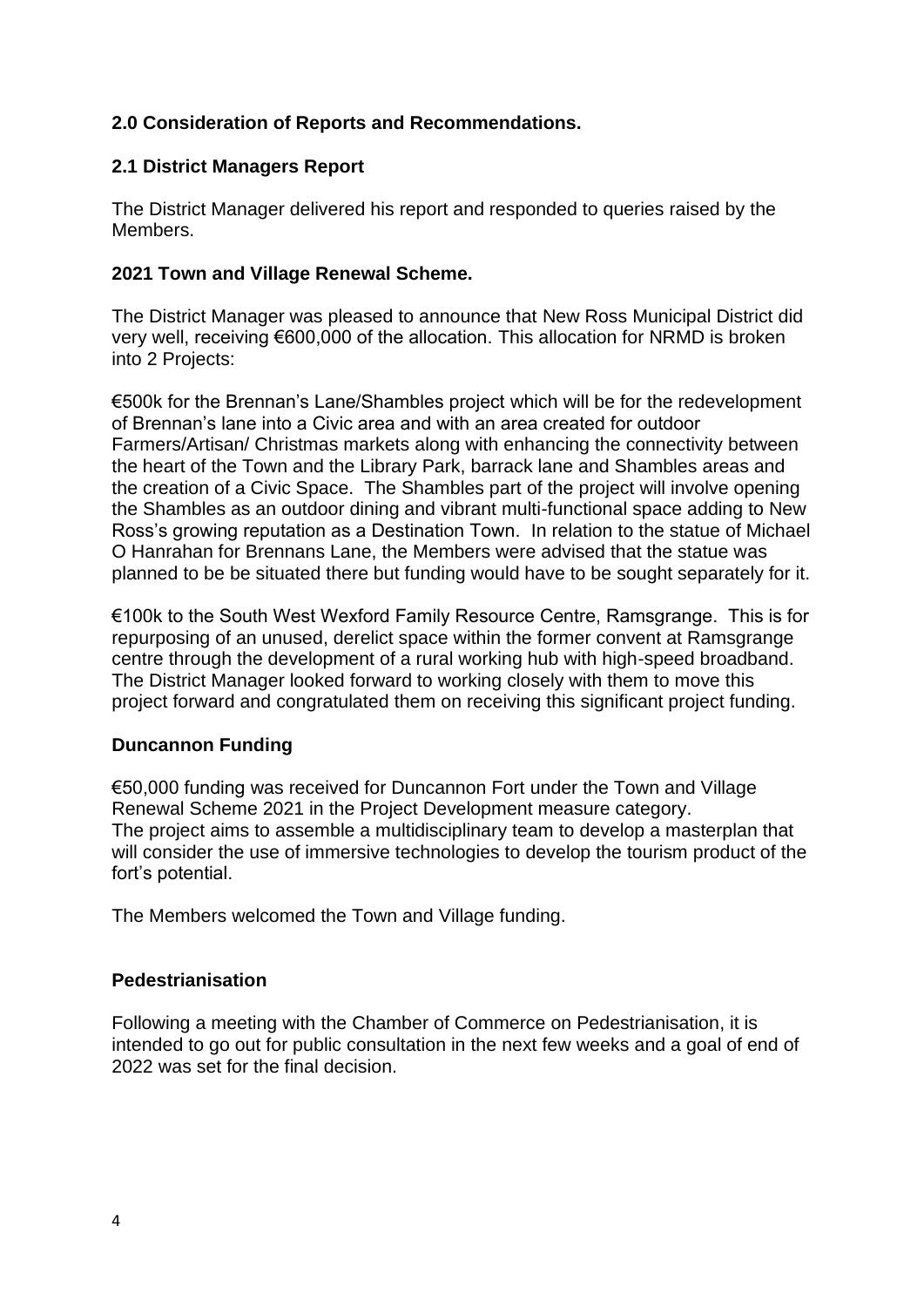## 2.0 Consideration of Reports and Recommendations.

### 2.1 District Managers Report

The District Manager delivered his report and responded to queries raised by the Members.

### 2021 Town and Village Renewal Scheme.

The District Manager was pleased to announce that New Ross Municipal District did very well, receiving €600,000 of the allocation. This allocation for NRMD is broken into 2 Projects:

€500k for the Brennan's Lane/Shambles project which will be for the redevelopment of Brennan's lane into a Civic area and with an area created for outdoor Farmers/Artisan/ Christmas markets along with enhancing the connectivity between the heart of the Town and the Library Park, barrack lane and Shambles areas and the creation of a Civic Space. The Shambles part of the project will involve opening the Shambles as an outdoor dining and vibrant multi-functional space adding to New Ross's growing reputation as a Destination Town. In relation to the statue of Michael O Hanrahan for Brennans Lane, the Members were advised that the statue was planned to be be situated there but funding would have to be sought separately for it.

€100k to the South West Wexford Family Resource Centre, Ramsgrange. This is for repurposing of an unused, derelict space within the former convent at Ramsgrange centre through the development of a rural working hub with high-speed broadband. The District Manager looked forward to working closely with them to move this project forward and congratulated them on receiving this significant project funding.

### Duncannon Funding

€50,000 funding was received for Duncannon Fort under the Town and Village Renewal Scheme 2021 in the Project Development measure category.
The project aims to assemble a multidisciplinary team to develop a masterplan that will consider the use of immersive technologies to develop the tourism product of the fort's potential.

The Members welcomed the Town and Village funding.

### Pedestrianisation

Following a meeting with the Chamber of Commerce on Pedestrianisation, it is intended to go out for public consultation in the next few weeks and a goal of end of 2022 was set for the final decision.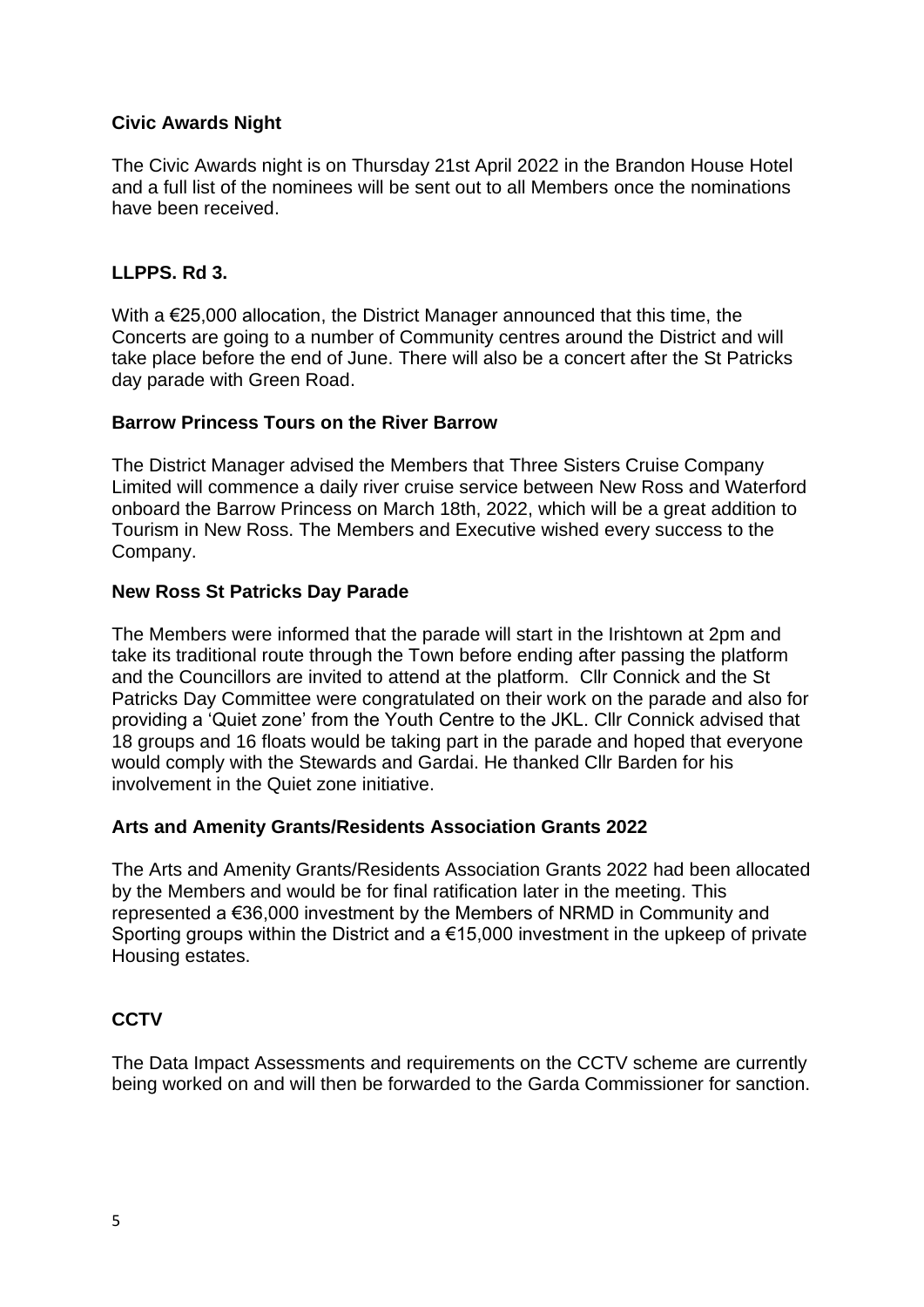**Civic Awards Night**

The Civic Awards night is on Thursday 21st April 2022 in the Brandon House Hotel and a full list of the nominees will be sent out to all Members once the nominations have been received.

**LLPPS. Rd 3.**

With a €25,000 allocation, the District Manager announced that this time, the Concerts are going to a number of Community centres around the District and will take place before the end of June. There will also be a concert after the St Patricks day parade with Green Road.

**Barrow Princess Tours on the River Barrow**

The District Manager advised the Members that Three Sisters Cruise Company Limited will commence a daily river cruise service between New Ross and Waterford onboard the Barrow Princess on March 18th, 2022, which will be a great addition to Tourism in New Ross. The Members and Executive wished every success to the Company.

**New Ross St Patricks Day Parade**

The Members were informed that the parade will start in the Irishtown at 2pm and take its traditional route through the Town before ending after passing the platform and the Councillors are invited to attend at the platform. Cllr Connick and the St Patricks Day Committee were congratulated on their work on the parade and also for providing a 'Quiet zone' from the Youth Centre to the JKL. Cllr Connick advised that 18 groups and 16 floats would be taking part in the parade and hoped that everyone would comply with the Stewards and Gardai. He thanked Cllr Barden for his involvement in the Quiet zone initiative.

**Arts and Amenity Grants/Residents Association Grants 2022**

The Arts and Amenity Grants/Residents Association Grants 2022 had been allocated by the Members and would be for final ratification later in the meeting. This represented a €36,000 investment by the Members of NRMD in Community and Sporting groups within the District and a €15,000 investment in the upkeep of private Housing estates.

**CCTV**

The Data Impact Assessments and requirements on the CCTV scheme are currently being worked on and will then be forwarded to the Garda Commissioner for sanction.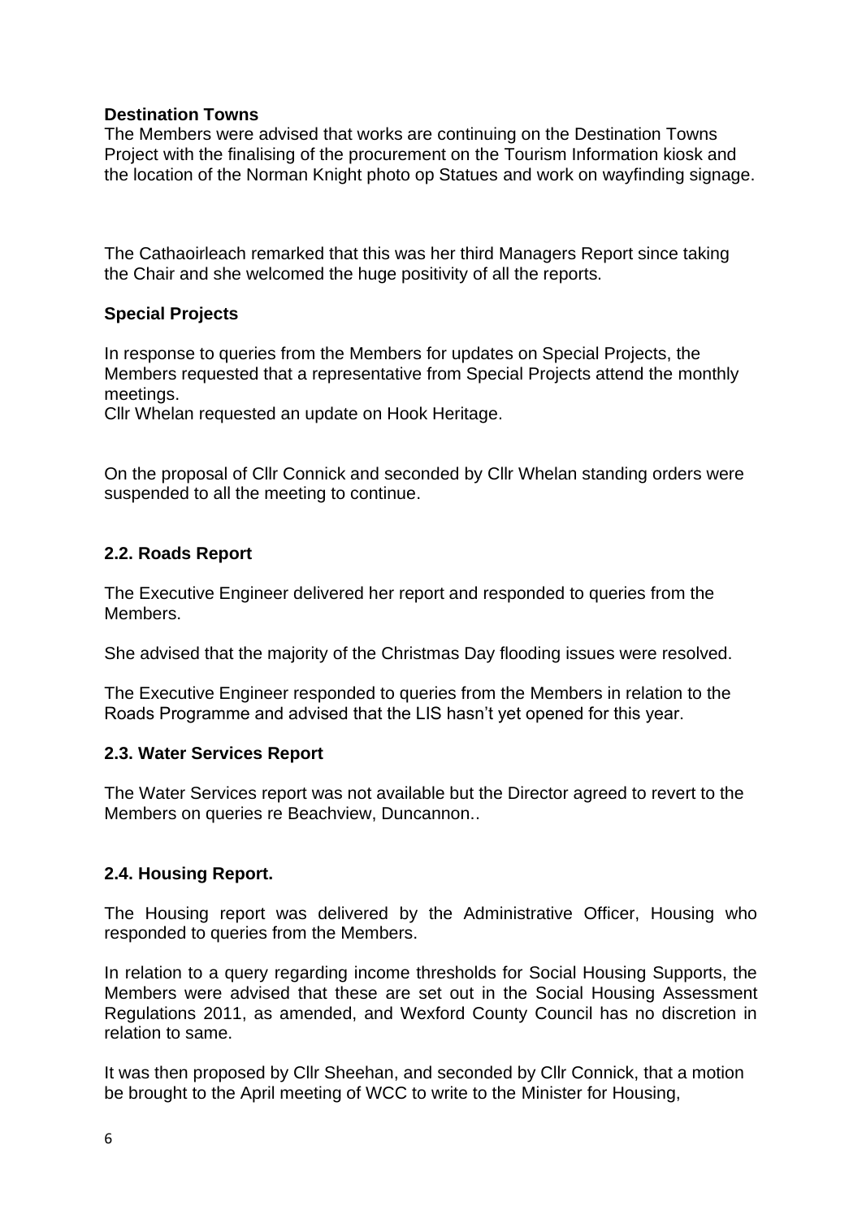**Destination Towns**

The Members were advised that works are continuing on the Destination Towns Project with the finalising of the procurement on the Tourism Information kiosk and the location of the Norman Knight photo op Statues and work on wayfinding signage.

The Cathaoirleach remarked that this was her third Managers Report since taking the Chair and she welcomed the huge positivity of all the reports.

**Special Projects**

In response to queries from the Members for updates on Special Projects, the Members requested that a representative from Special Projects attend the monthly meetings.

Cllr Whelan requested an update on Hook Heritage.

On the proposal of Cllr Connick and seconded by Cllr Whelan standing orders were suspended to all the meeting to continue.

### 2.2. Roads Report

The Executive Engineer delivered her report and responded to queries from the Members.

She advised that the majority of the Christmas Day flooding issues were resolved.

The Executive Engineer responded to queries from the Members in relation to the Roads Programme and advised that the LIS hasn't yet opened for this year.

### 2.3. Water Services Report

The Water Services report was not available but the Director agreed to revert to the Members on queries re Beachview, Duncannon..

### 2.4. Housing Report.

The Housing report was delivered by the Administrative Officer, Housing who responded to queries from the Members.

In relation to a query regarding income thresholds for Social Housing Supports, the Members were advised that these are set out in the Social Housing Assessment Regulations 2011, as amended, and Wexford County Council has no discretion in relation to same.

It was then proposed by Cllr Sheehan, and seconded by Cllr Connick, that a motion be brought to the April meeting of WCC to write to the Minister for Housing,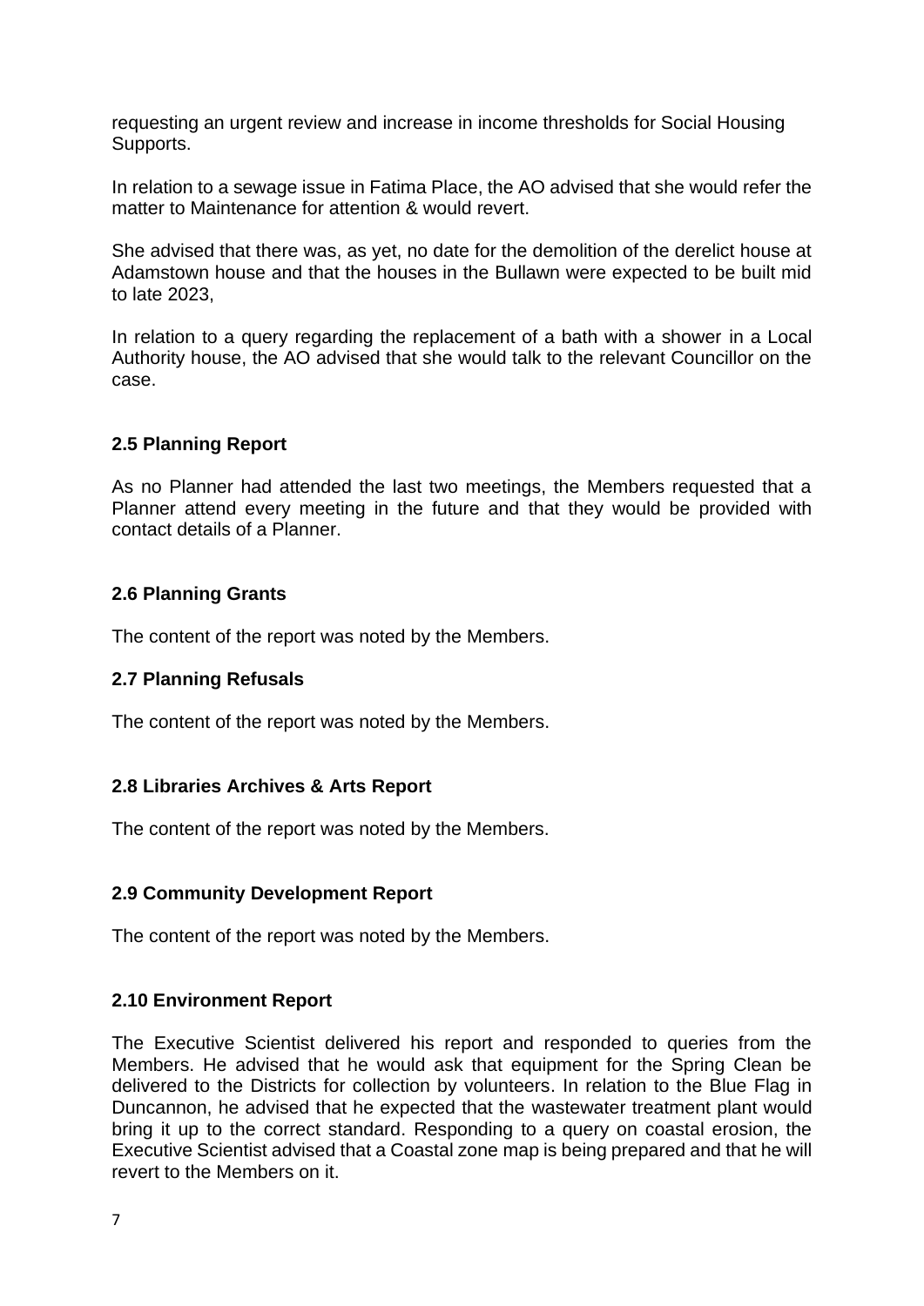requesting an urgent review and increase in income thresholds for Social Housing Supports.

In relation to a sewage issue in Fatima Place, the AO advised that she would refer the matter to Maintenance for attention & would revert.

She advised that there was, as yet, no date for the demolition of the derelict house at Adamstown house and that the houses in the Bullawn were expected to be built mid to late 2023,

In relation to a query regarding the replacement of a bath with a shower in a Local Authority house, the AO advised that she would talk to the relevant Councillor on the case.

**2.5 Planning Report**

As no Planner had attended the last two meetings, the Members requested that a Planner attend every meeting in the future and that they would be provided with contact details of a Planner.

**2.6 Planning Grants**

The content of the report was noted by the Members.

**2.7 Planning Refusals**

The content of the report was noted by the Members.

**2.8 Libraries Archives & Arts Report**

The content of the report was noted by the Members.

**2.9 Community Development Report**

The content of the report was noted by the Members.

**2.10 Environment Report**

The Executive Scientist delivered his report and responded to queries from the Members. He advised that he would ask that equipment for the Spring Clean be delivered to the Districts for collection by volunteers. In relation to the Blue Flag in Duncannon, he advised that he expected that the wastewater treatment plant would bring it up to the correct standard. Responding to a query on coastal erosion, the Executive Scientist advised that a Coastal zone map is being prepared and that he will revert to the Members on it.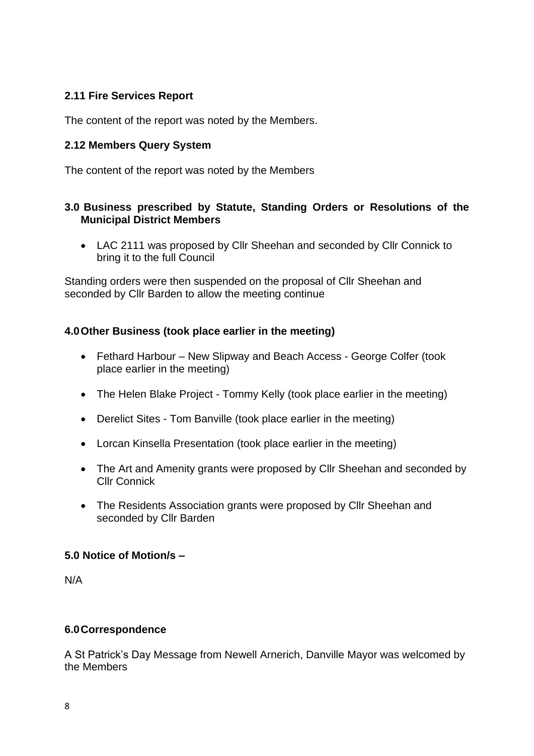### 2.11 Fire Services Report

The content of the report was noted by the Members.

### 2.12 Members Query System

The content of the report was noted by the Members

### 3.0 Business prescribed by Statute, Standing Orders or Resolutions of the Municipal District Members

- LAC 2111 was proposed by Cllr Sheehan and seconded by Cllr Connick to bring it to the full Council

Standing orders were then suspended on the proposal of Cllr Sheehan and seconded by Cllr Barden to allow the meeting continue

### 4.0 Other Business (took place earlier in the meeting)

- Fethard Harbour – New Slipway and Beach Access - George Colfer (took place earlier in the meeting)
- The Helen Blake Project - Tommy Kelly (took place earlier in the meeting)
- Derelict Sites - Tom Banville (took place earlier in the meeting)
- Lorcan Kinsella Presentation (took place earlier in the meeting)
- The Art and Amenity grants were proposed by Cllr Sheehan and seconded by Cllr Connick
- The Residents Association grants were proposed by Cllr Sheehan and seconded by Cllr Barden

### 5.0 Notice of Motion/s –

N/A

### 6.0 Correspondence

A St Patrick's Day Message from Newell Arnerich, Danville Mayor was welcomed by the Members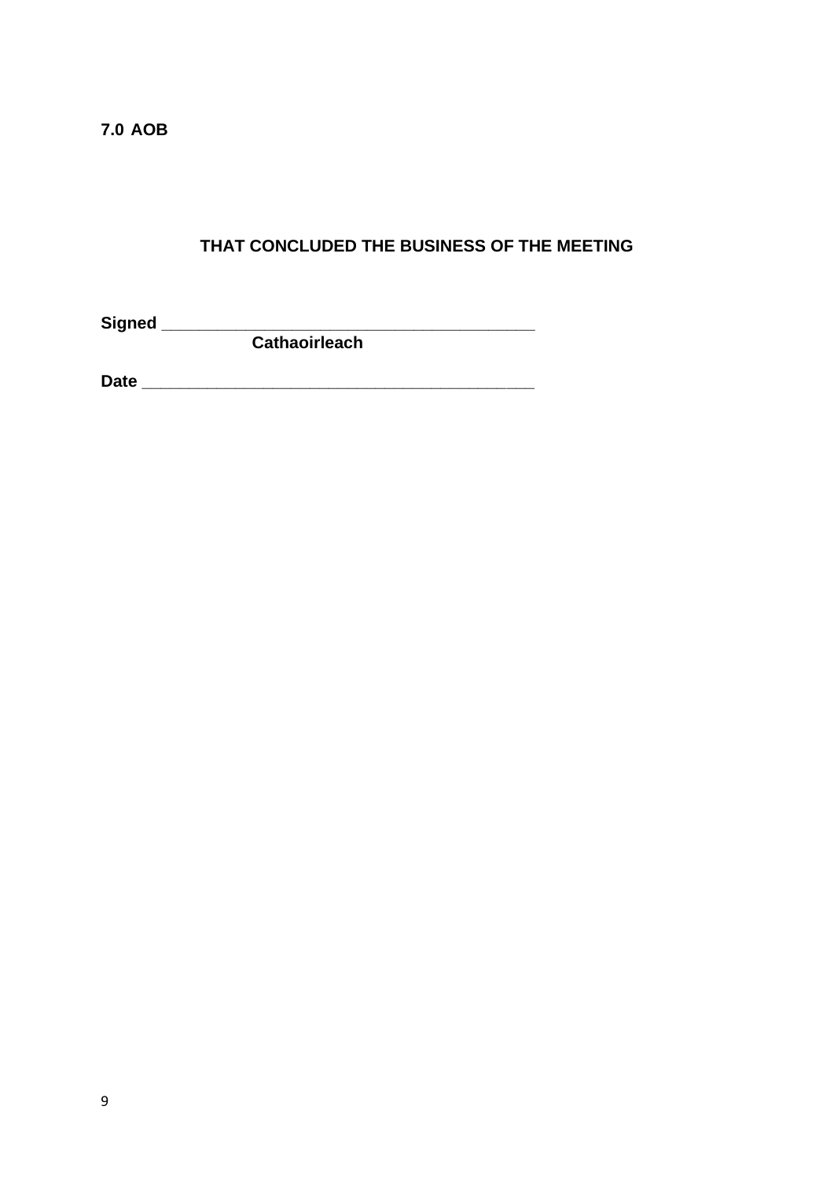**7.0 AOB**

**THAT CONCLUDED THE BUSINESS OF THE MEETING**

**Signed \_\_\_\_\_\_\_\_\_\_\_\_\_\_\_\_\_\_\_\_\_\_\_\_\_\_\_\_\_\_\_\_\_\_\_\_\_\_\_\_\_**
**Cathaoirleach**

**Date \_\_\_\_\_\_\_\_\_\_\_\_\_\_\_\_\_\_\_\_\_\_\_\_\_\_\_\_\_\_\_\_\_\_\_\_\_\_\_\_\_\_\_\_**